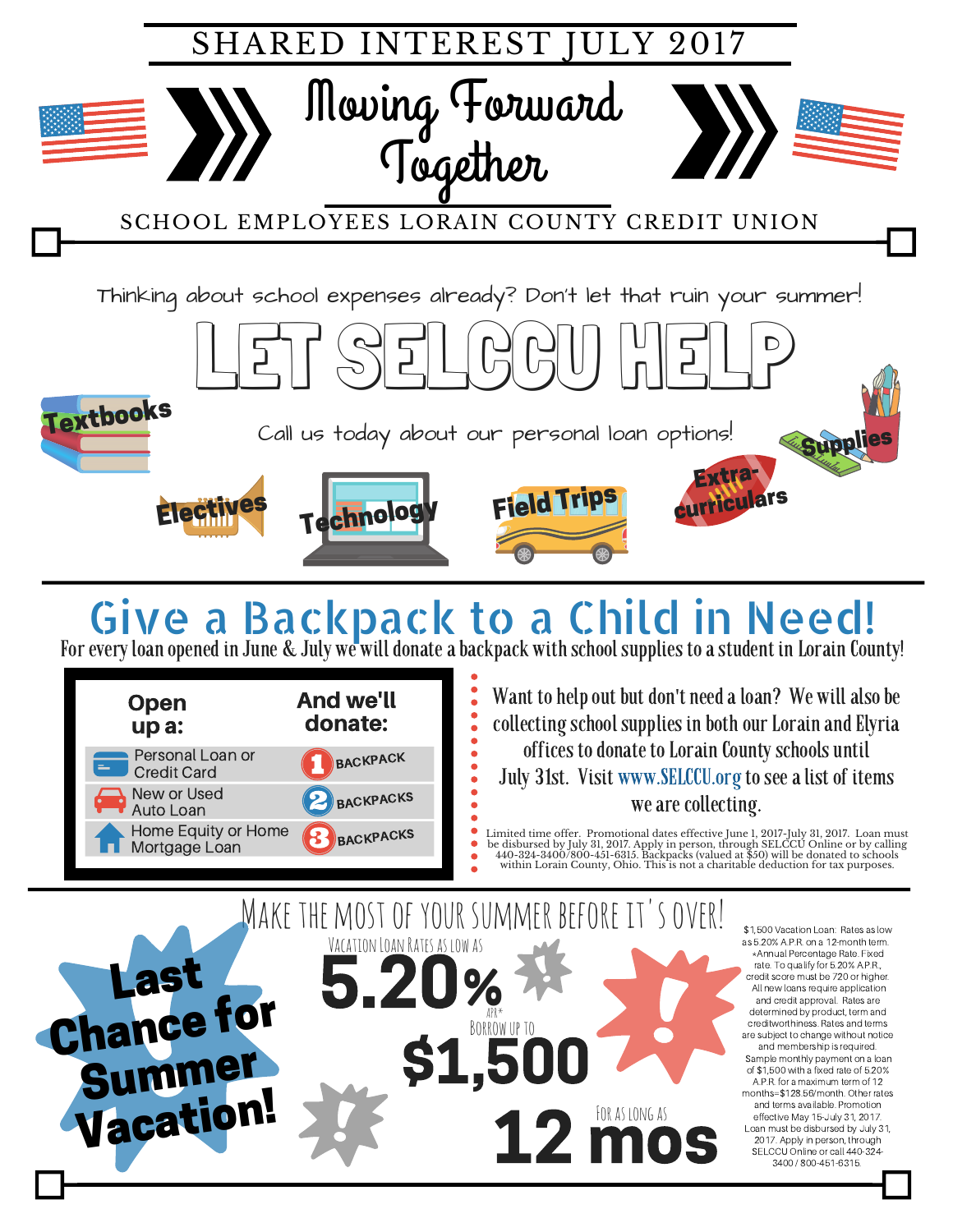# SHARED INTEREST JULY 2017

## Moving Forward Together

SCHOOL EMPLOYEES LORAIN COUNTY CREDIT UNION

Thinking about school expenses already? Don't let that ruin your summer!

# LET SELCCU HELP

Call us today about our personal loan options!

Textbooks · Supplies · Electives · Technology · Field Trips · Extra-curriculars

## Give a Backpack to a Child in Need!

For every loan opened in June & July we will donate a backpack with school supplies to a student in Lorain County!

| Open up a: | And we'll donate: |
|---|---|
| Personal Loan or Credit Card | 1 BACKPACK |
| New or Used Auto Loan | 2 BACKPACKS |
| Home Equity or Home Mortgage Loan | 3 BACKPACKS |

Want to help out but don't need a loan? We will also be collecting school supplies in both our Lorain and Elyria offices to donate to Lorain County schools until July 31st. Visit www.SELCCU.org to see a list of items we are collecting.

Limited time offer. Promotional dates effective June 1, 2017-July 31, 2017. Loan must be disbursed by July 31, 2017. Apply in person, through SELCCU Online or by calling 440-324-3400/800-451-6315. Backpacks (valued at $50) will be donated to schools within Lorain County, Ohio. This is not a charitable deduction for tax purposes.

## MAKE THE MOST OF YOUR SUMMER BEFORE IT'S OVER!

**Last Chance for Summer Vacation!**

VACATION LOAN RATES AS LOW AS

**5.20%** APR*

BORROW UP TO

**$1,500**

FOR AS LONG AS

**12 mos**

$1,500 Vacation Loan: Rates as low as 5.20% A.P.R. on a 12-month term. *Annual Percentage Rate. Fixed rate. To qualify for 5.20% A.P.R., credit score must be 720 or higher. All new loans require application and credit approval. Rates are determined by product, term and creditworthiness. Rates and terms are subject to change without notice and membership is required. Sample monthly payment on a loan of $1,500 with a fixed rate of 5.20% A.P.R. for a maximum term of 12 months=$128.56/month. Other rates and terms available. Promotion effective May 15-July 31, 2017. Loan must be disbursed by July 31, 2017. Apply in person, through SELCCU Online or call 440-324-3400 / 800-451-6315.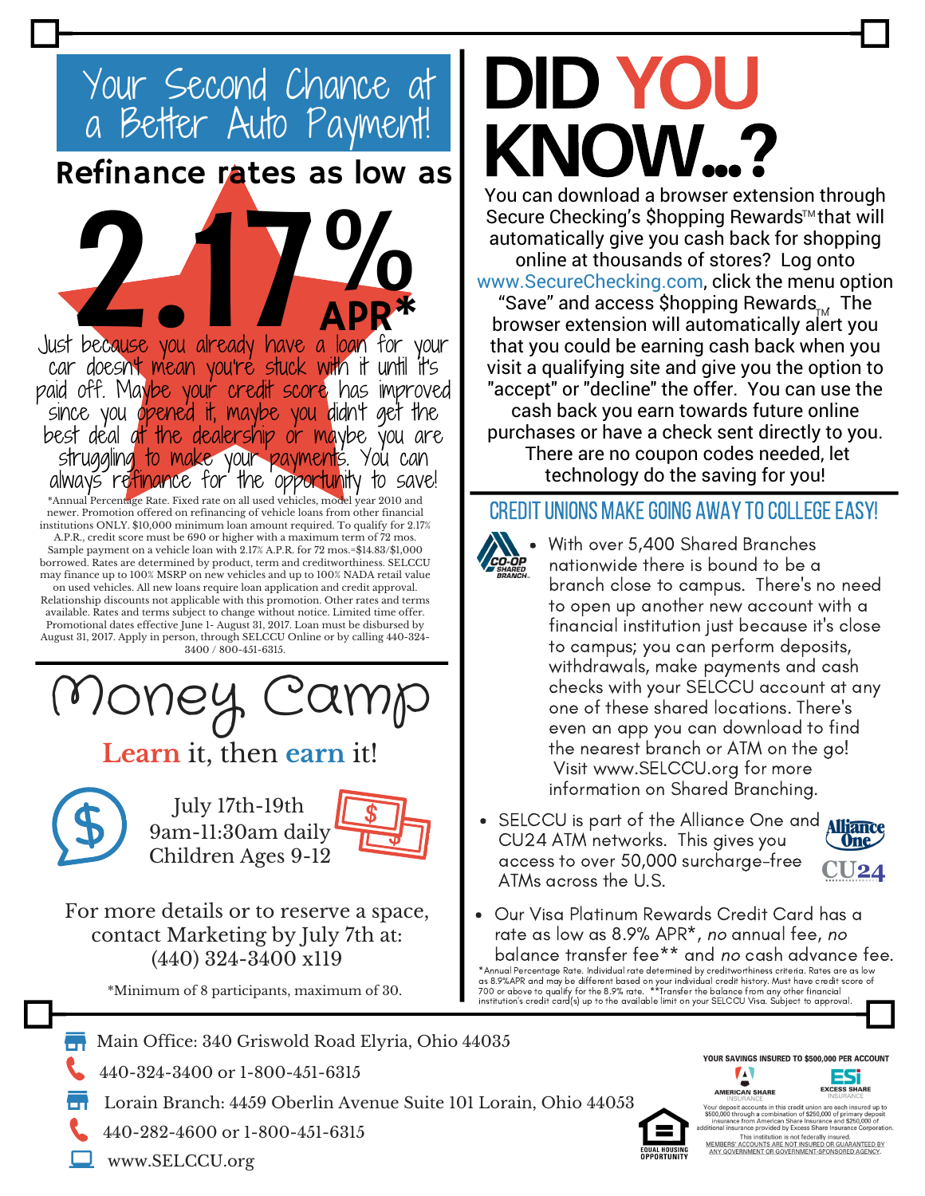# Your Second Chance at a Better Auto Payment!

## Refinance rates as low as

# 2.17% APR*

Just because you already have a loan for your car doesn't mean you're stuck with it until it's paid off. Maybe your credit score has improved since you opened it, maybe you didn't get the best deal at the dealership or maybe you are struggling to make your payments. You can always refinance for the opportunity to save!

*Annual Percentage Rate. Fixed rate on all used vehicles, model year 2010 and newer. Promotion offered on refinancing of vehicle loans from other financial institutions ONLY. $10,000 minimum loan amount required. To qualify for 2.17% A.P.R., credit score must be 690 or higher with a maximum term of 72 mos. Sample payment on a vehicle loan with 2.17% A.P.R. for 72 mos.=$14.83/$1,000 borrowed. Rates are determined by product, term and creditworthiness. SELCCU may finance up to 100% MSRP on new vehicles and up to 100% NADA retail value on used vehicles. All new loans require loan application and credit approval. Relationship discounts not applicable with this promotion. Other rates and terms available. Rates and terms subject to change without notice. Limited time offer. Promotional dates effective June 1- August 31, 2017. Loan must be disbursed by August 31, 2017. Apply in person, through SELCCU Online or by calling 440-324-3400 / 800-451-6315.

# Money Camp

**Learn it, then earn it!**

July 17th-19th
9am-11:30am daily
Children Ages 9-12

For more details or to reserve a space, contact Marketing by July 7th at:
(440) 324-3400 x119

*Minimum of 8 participants, maximum of 30.

# DID YOU KNOW...?

You can download a browser extension through Secure Checking's $hopping Rewards™ that will automatically give you cash back for shopping online at thousands of stores? Log onto www.SecureChecking.com, click the menu option "Save" and access $hopping Rewards™. The browser extension will automatically alert you that you could be earning cash back when you visit a qualifying site and give you the option to "accept" or "decline" the offer. You can use the cash back you earn towards future online purchases or have a check sent directly to you. There are no coupon codes needed, let technology do the saving for you!

## CREDIT UNIONS MAKE GOING AWAY TO COLLEGE EASY!

- With over 5,400 Shared Branches nationwide there is bound to be a branch close to campus. There's no need to open up another new account with a financial institution just because it's close to campus; you can perform deposits, withdrawals, make payments and cash checks with your SELCCU account at any one of these shared locations. There's even an app you can download to find the nearest branch or ATM on the go! Visit www.SELCCU.org for more information on Shared Branching.
- SELCCU is part of the Alliance One and CU24 ATM networks. This gives you access to over 50,000 surcharge-free ATMs across the U.S.
- Our Visa Platinum Rewards Credit Card has a rate as low as 8.9% APR*, *no* annual fee, *no* balance transfer fee** and *no* cash advance fee.

*Annual Percentage Rate. Individual rate determined by creditworthiness criteria. Rates are as low as 8.9%APR and may be different based on your individual credit history. Must have credit score of 700 or above to qualify for the 8.9% rate. **Transfer the balance from any other financial institution's credit card(s) up to the available limit on your SELCCU Visa. Subject to approval.

Main Office: 340 Griswold Road Elyria, Ohio 44035
440-324-3400 or 1-800-451-6315
Lorain Branch: 4459 Oberlin Avenue Suite 101 Lorain, Ohio 44053
440-282-4600 or 1-800-451-6315
www.SELCCU.org

YOUR SAVINGS INSURED TO $500,000 PER ACCOUNT

AMERICAN SHARE INSURANCE — EXCESS SHARE INSURANCE

Your deposit accounts in this credit union are each insured up to $500,000 through a combination of $250,000 of primary deposit insurance from American Share Insurance and $250,000 of additional insurance provided by Excess Share Insurance Corporation. This institution is not federally insured. MEMBERS' ACCOUNTS ARE NOT INSURED OR GUARANTEED BY ANY GOVERNMENT OR GOVERNMENT-SPONSORED AGENCY.

EQUAL HOUSING OPPORTUNITY